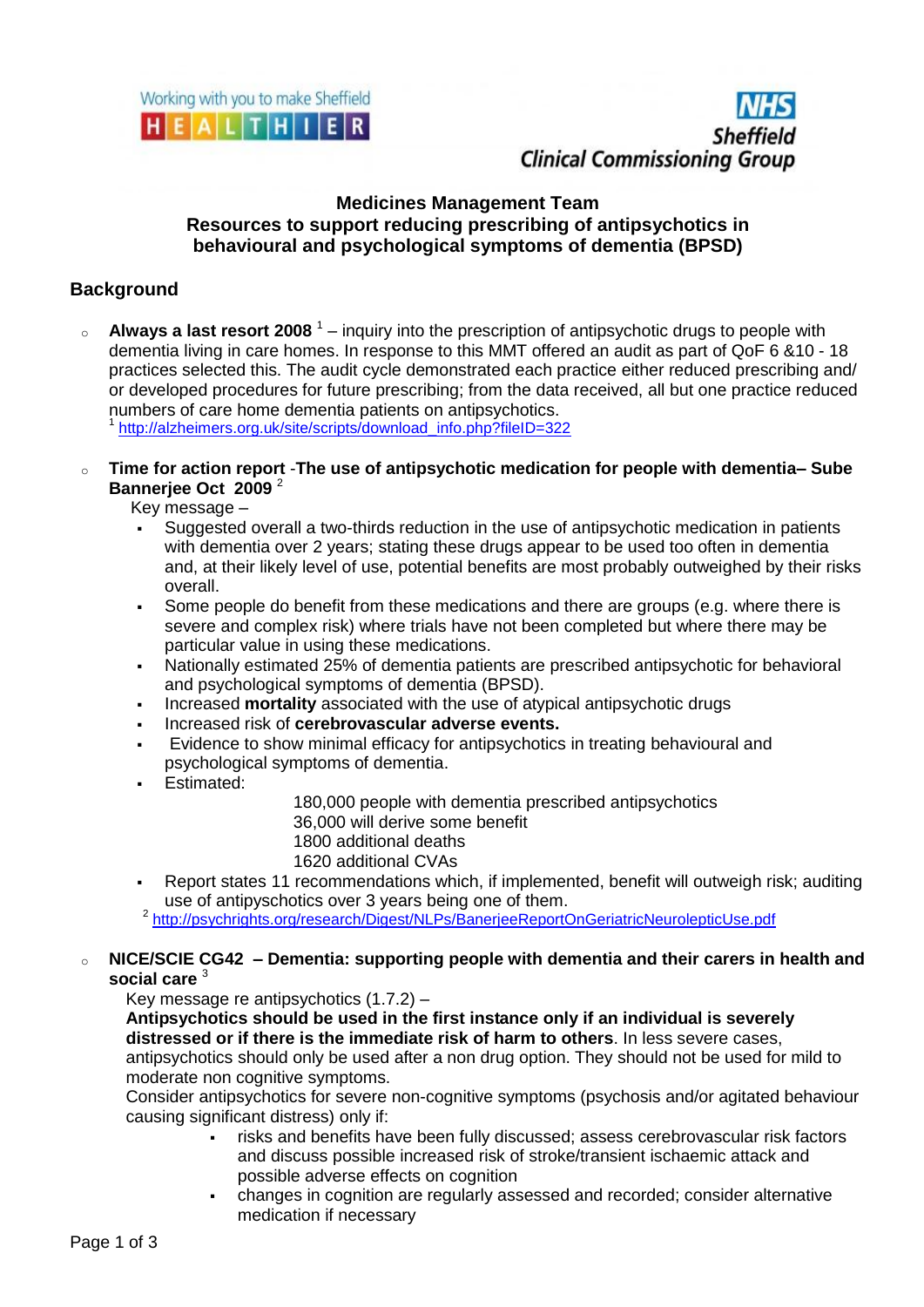Working with you to make Sheffield HEALTHIER

NHS Sheffield Clinical Commissioning Group

**Medicines Management Team**
**Resources to support reducing prescribing of antipsychotics in behavioural and psychological symptoms of dementia (BPSD)**

## Background

- **Always a last resort 2008** [1] – inquiry into the prescription of antipsychotic drugs to people with dementia living in care homes. In response to this MMT offered an audit as part of QoF 6 &10 - 18 practices selected this. The audit cycle demonstrated each practice either reduced prescribing and/ or developed procedures for future prescribing; from the data received, all but one practice reduced numbers of care home dementia patients on antipsychotics.
  [1] http://alzheimers.org.uk/site/scripts/download_info.php?fileID=322

- **Time for action report** -**The use of antipsychotic medication for people with dementia– Sube Bannerjee Oct 2009** [2]
  Key message –
  - Suggested overall a two-thirds reduction in the use of antipsychotic medication in patients with dementia over 2 years; stating these drugs appear to be used too often in dementia and, at their likely level of use, potential benefits are most probably outweighed by their risks overall.
  - Some people do benefit from these medications and there are groups (e.g. where there is severe and complex risk) where trials have not been completed but where there may be particular value in using these medications.
  - Nationally estimated 25% of dementia patients are prescribed antipsychotic for behavioral and psychological symptoms of dementia (BPSD).
  - Increased **mortality** associated with the use of atypical antipsychotic drugs
  - Increased risk of **cerebrovascular adverse events.**
  - Evidence to show minimal efficacy for antipsychotics in treating behavioural and psychological symptoms of dementia.
  - Estimated:
    180,000 people with dementia prescribed antipsychotics
    36,000 will derive some benefit
    1800 additional deaths
    1620 additional CVAs
  - Report states 11 recommendations which, if implemented, benefit will outweigh risk; auditing use of antipyschotics over 3 years being one of them.

  [2] http://psychrights.org/research/Digest/NLPs/BanerjeeReportOnGeriatricNeurolepticUse.pdf

- **NICE/SCIE CG42 – Dementia: supporting people with dementia and their carers in health and social care** [3]
  Key message re antipsychotics (1.7.2) –
  **Antipsychotics should be used in the first instance only if an individual is severely distressed or if there is the immediate risk of harm to others**. In less severe cases, antipsychotics should only be used after a non drug option. They should not be used for mild to moderate non cognitive symptoms.
  Consider antipsychotics for severe non-cognitive symptoms (psychosis and/or agitated behaviour causing significant distress) only if:
  - risks and benefits have been fully discussed; assess cerebrovascular risk factors and discuss possible increased risk of stroke/transient ischaemic attack and possible adverse effects on cognition
  - changes in cognition are regularly assessed and recorded; consider alternative medication if necessary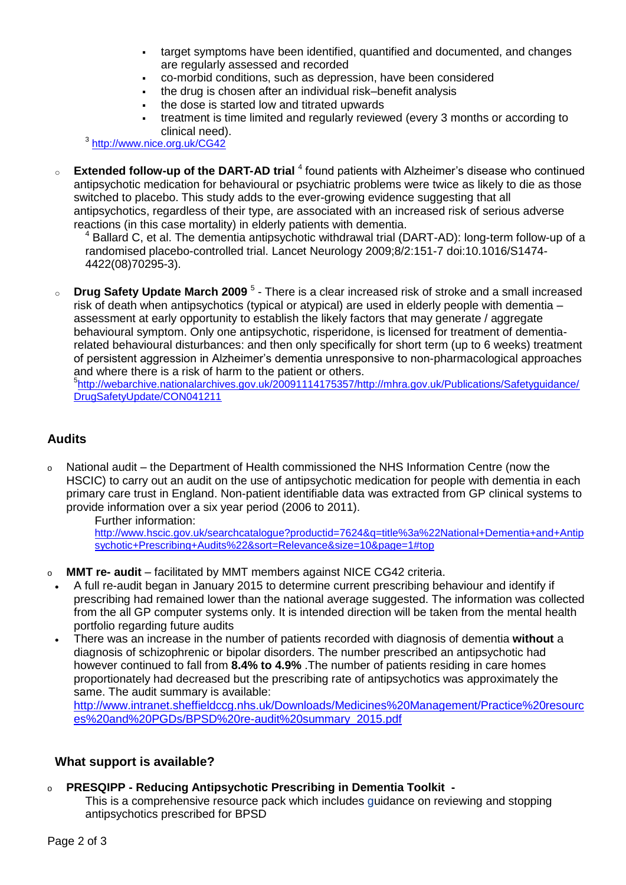- target symptoms have been identified, quantified and documented, and changes are regularly assessed and recorded
- co-morbid conditions, such as depression, have been considered
- the drug is chosen after an individual risk–benefit analysis
- the dose is started low and titrated upwards
- treatment is time limited and regularly reviewed (every 3 months or according to clinical need).

[3] http://www.nice.org.uk/CG42

- **Extended follow-up of the DART-AD trial** [4] found patients with Alzheimer's disease who continued antipsychotic medication for behavioural or psychiatric problems were twice as likely to die as those switched to placebo. This study adds to the ever-growing evidence suggesting that all antipsychotics, regardless of their type, are associated with an increased risk of serious adverse reactions (in this case mortality) in elderly patients with dementia.

  [4] Ballard C, et al. The dementia antipsychotic withdrawal trial (DART-AD): long-term follow-up of a randomised placebo-controlled trial. Lancet Neurology 2009;8/2:151-7 doi:10.1016/S1474-4422(08)70295-3).

- **Drug Safety Update March 2009** [5] - There is a clear increased risk of stroke and a small increased risk of death when antipsychotics (typical or atypical) are used in elderly people with dementia – assessment at early opportunity to establish the likely factors that may generate / aggregate behavioural symptom. Only one antipsychotic, risperidone, is licensed for treatment of dementia-related behavioural disturbances: and then only specifically for short term (up to 6 weeks) treatment of persistent aggression in Alzheimer's dementia unresponsive to non-pharmacological approaches and where there is a risk of harm to the patient or others.

  [5] http://webarchive.nationalarchives.gov.uk/20091114175357/http://mhra.gov.uk/Publications/Safetyguidance/DrugSafetyUpdate/CON041211

## Audits

- National audit – the Department of Health commissioned the NHS Information Centre (now the HSCIC) to carry out an audit on the use of antipsychotic medication for people with dementia in each primary care trust in England. Non-patient identifiable data was extracted from GP clinical systems to provide information over a six year period (2006 to 2011).

  Further information:
  http://www.hscic.gov.uk/searchcatalogue?productid=7624&q=title%3a%22National+Dementia+and+Antipsychotic+Prescribing+Audits%22&sort=Relevance&size=10&page=1#top

- **MMT re- audit** – facilitated by MMT members against NICE CG42 criteria.
  - A full re-audit began in January 2015 to determine current prescribing behaviour and identify if prescribing had remained lower than the national average suggested. The information was collected from the all GP computer systems only. It is intended direction will be taken from the mental health portfolio regarding future audits
  - There was an increase in the number of patients recorded with diagnosis of dementia **without** a diagnosis of schizophrenic or bipolar disorders. The number prescribed an antipsychotic had however continued to fall from **8.4% to 4.9%** .The number of patients residing in care homes proportionately had decreased but the prescribing rate of antipsychotics was approximately the same. The audit summary is available:
    http://www.intranet.sheffieldccg.nhs.uk/Downloads/Medicines%20Management/Practice%20resources%20and%20PGDs/BPSD%20re-audit%20summary_2015.pdf

## What support is available?

- **PRESQIPP - Reducing Antipsychotic Prescribing in Dementia Toolkit -**
  This is a comprehensive resource pack which includes guidance on reviewing and stopping antipsychotics prescribed for BPSD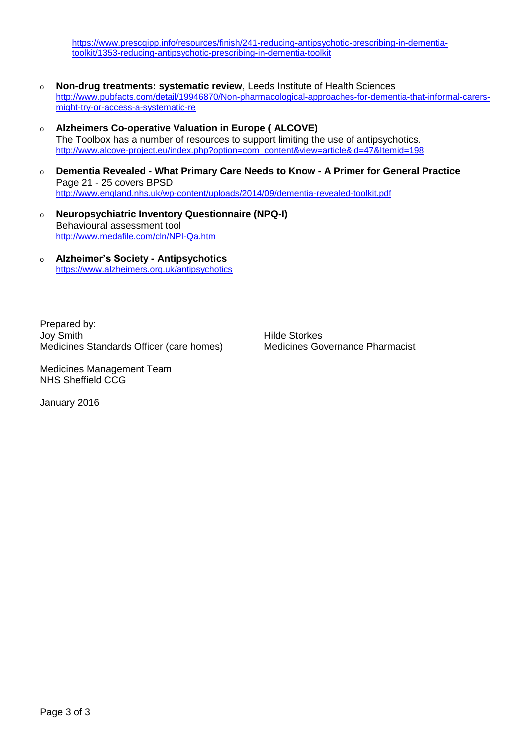https://www.prescqipp.info/resources/finish/241-reducing-antipsychotic-prescribing-in-dementia-toolkit/1353-reducing-antipsychotic-prescribing-in-dementia-toolkit

- **Non-drug treatments: systematic review**, Leeds Institute of Health Sciences
  http://www.pubfacts.com/detail/19946870/Non-pharmacological-approaches-for-dementia-that-informal-carers-might-try-or-access-a-systematic-re

- **Alzheimers Co-operative Valuation in Europe ( ALCOVE)**
  The Toolbox has a number of resources to support limiting the use of antipsychotics.
  http://www.alcove-project.eu/index.php?option=com_content&view=article&id=47&Itemid=198

- **Dementia Revealed - What Primary Care Needs to Know - A Primer for General Practice**
  Page 21 - 25 covers BPSD
  http://www.england.nhs.uk/wp-content/uploads/2014/09/dementia-revealed-toolkit.pdf

- **Neuropsychiatric Inventory Questionnaire (NPQ-I)**
  Behavioural assessment tool
  http://www.medafile.com/cln/NPI-Qa.htm

- **Alzheimer's Society - Antipsychotics**
  https://www.alzheimers.org.uk/antipsychotics

Prepared by:
Joy Smith
Medicines Standards Officer (care homes)

Hilde Storkes
Medicines Governance Pharmacist

Medicines Management Team
NHS Sheffield CCG

January 2016